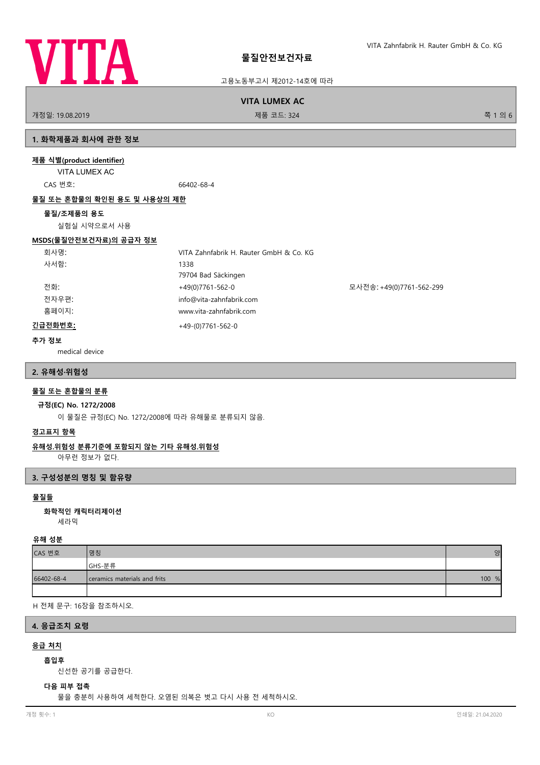# 물질안전보건자료

고용노동부고시 제2012-14호에 따라

**VITA LUMEX AC**

개정일: 19.08.2019 제품 코드: 324

## 1. 화학제품과 회사에 관한 정보

**제품 식별(product identifier)**

VITA LUMEX AC

CAS 번호: 66402-68-4

**물질 또는 혼합물의 확인된 용도 및 사용상의 제한**

**물질/조제품의 용도**

실험실 시약으로서 사용

**MSDS(물질안전보건자료)의 공급자 정보**

| | |
|---|---|
| 회사명: | VITA Zahnfabrik H. Rauter GmbH & Co. KG |
| 사서함: | 1338 |
| | 79704 Bad Säckingen |
| 전화: | +49(0)7761-562-0 |
| 모사전송: | +49(0)7761-562-299 |
| 전자우편: | info@vita-zahnfabrik.com |
| 홈페이지: | www.vita-zahnfabrik.com |

**긴급전화번호:** +49-(0)7761-562-0

**추가 정보**

medical device

## 2. 유해성·위험성

**물질 또는 혼합물의 분류**

**규정(EC) No. 1272/2008**

이 물질은 규정(EC) No. 1272/2008에 따라 유해물로 분류되지 않음.

**경고표지 항목**

**유해성.위험성 분류기준에 포함되지 않는 기타 유해성.위험성**

아무런 정보가 없다.

## 3. 구성성분의 명칭 및 함유량

**물질들**

**화학적인 캐릭터리제이션**

세라믹

**유해 성분**

| CAS 번호 | 명칭 | 양 |
|---|---|---|
| | GHS-분류 | |
| 66402-68-4 | ceramics materials and frits | 100 % |
| | | |

H 전체 문구: 16장을 참조하시오.

## 4. 응급조치 요령

**응급 처치**

**흡입후**

신선한 공기를 공급한다.

**다음 피부 접촉**

물을 충분히 사용하여 세척한다. 오염된 의복은 벗고 다시 사용 전 세척하시오.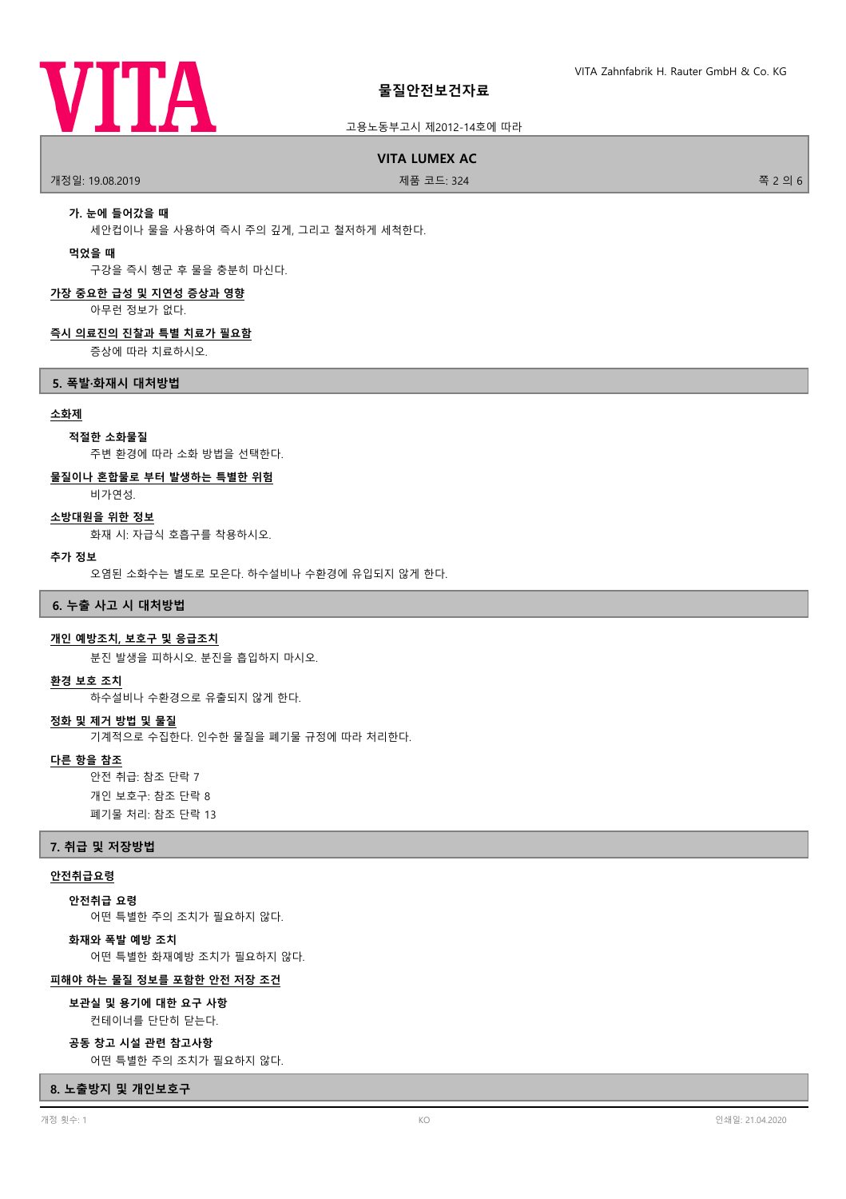### 가. 눈에 들어갔을 때

세안컵이나 물을 사용하여 즉시 주의 깊게, 그리고 철저하게 세척한다.

### 먹었을 때

구강을 즉시 헹군 후 물을 충분히 마신다.

**가장 중요한 급성 및 지연성 증상과 영향**

아무런 정보가 없다.

**즉시 의료진의 진찰과 특별 치료가 필요함**

증상에 따라 치료하시오.

## 5. 폭발·화재시 대처방법

**소화제**

### 적절한 소화물질

주변 환경에 따라 소화 방법을 선택한다.

**물질이나 혼합물로 부터 발생하는 특별한 위험**

비가연성.

**소방대원을 위한 정보**

화재 시: 자급식 호흡구를 착용하시오.

**추가 정보**

오염된 소화수는 별도로 모은다. 하수설비나 수환경에 유입되지 않게 한다.

## 6. 누출 사고 시 대처방법

**개인 예방조치, 보호구 및 응급조치**

분진 발생을 피하시오. 분진을 흡입하지 마시오.

**환경 보호 조치**

하수설비나 수환경으로 유출되지 않게 한다.

**정화 및 제거 방법 및 물질**

기계적으로 수집한다. 인수한 물질을 폐기물 규정에 따라 처리한다.

**다른 항을 참조**

안전 취급: 참조 단락 7
개인 보호구: 참조 단락 8
폐기물 처리: 참조 단락 13

## 7. 취급 및 저장방법

**안전취급요령**

### 안전취급 요령

어떤 특별한 주의 조치가 필요하지 않다.

### 화재와 폭발 예방 조치

어떤 특별한 화재예방 조치가 필요하지 않다.

**피해야 하는 물질 정보를 포함한 안전 저장 조건**

### 보관실 및 용기에 대한 요구 사항

컨테이너를 단단히 닫는다.

### 공동 창고 시설 관련 참고사항

어떤 특별한 주의 조치가 필요하지 않다.

## 8. 노출방지 및 개인보호구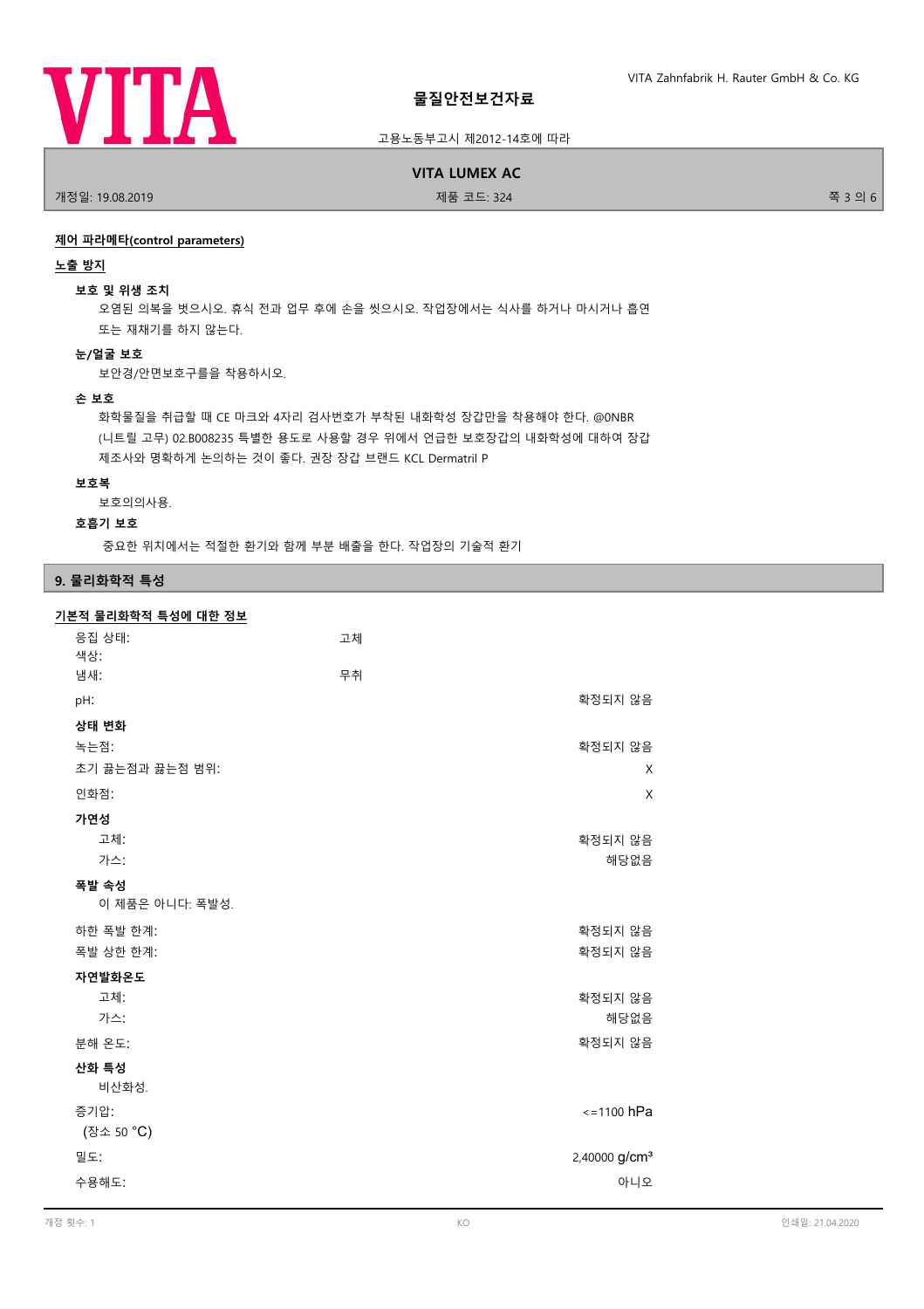**제어 파라메타(control parameters)**

**노출 방지**

**보호 및 위생 조치**

오염된 의복을 벗으시오. 휴식 전과 업무 후에 손을 씻으시오. 작업장에서는 식사를 하거나 마시거나 흡연 또는 재채기를 하지 않는다.

**눈/얼굴 보호**

보안경/안면보호구를을 착용하시오.

**손 보호**

화학물질을 취급할 때 CE 마크와 4자리 검사번호가 부착된 내화학성 장갑만을 착용해야 한다. @0NBR (니트릴 고무) 02.B008235 특별한 용도로 사용할 경우 위에서 언급한 보호장갑의 내화학성에 대하여 장갑 제조사와 명확하게 논의하는 것이 좋다. 권장 장갑 브랜드 KCL Dermatril P

**보호복**

보호의의사용.

**호흡기 보호**

중요한 위치에서는 적절한 환기와 함께 부분 배출을 한다. 작업장의 기술적 환기

## 9. 물리화학적 특성

**기본적 물리화학적 특성에 대한 정보**

| | | |
|---|---|---|
| 응집 상태: | 고체 | |
| 색상: | | |
| 냄새: | 무취 | |
| pH: | | 확정되지 않음 |
| **상태 변화** | | |
| 녹는점: | | 확정되지 않음 |
| 초기 끓는점과 끓는점 범위: | | X |
| 인화점: | | X |
| **가연성** | | |
| 고체: | | 확정되지 않음 |
| 가스: | | 해당없음 |
| **폭발 속성** | | |
| 이 제품은 아니다: 폭발성. | | |
| 하한 폭발 한계: | | 확정되지 않음 |
| 폭발 상한 한계: | | 확정되지 않음 |
| **자연발화온도** | | |
| 고체: | | 확정되지 않음 |
| 가스: | | 해당없음 |
| 분해 온도: | | 확정되지 않음 |
| **산화 특성** | | |
| 비산화성. | | |
| 증기압: (장소 50 °C) | | <=1100 hPa |
| 밀도: | | 2,40000 g/cm³ |
| 수용해도: | | 아니오 |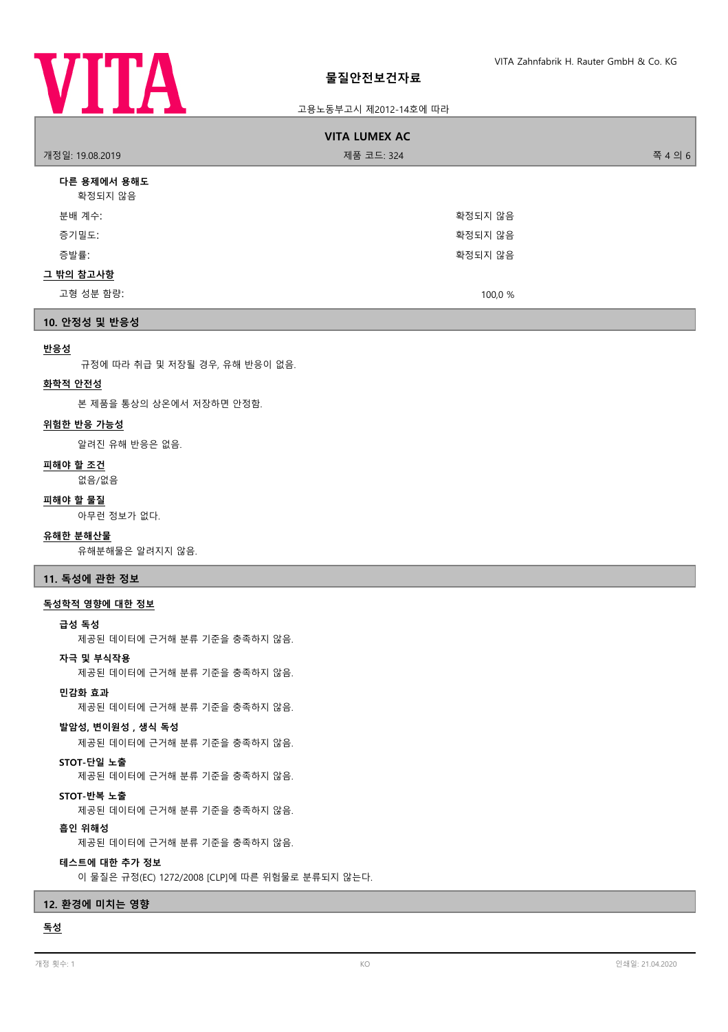**다른 용제에서 용해도**

확정되지 않음

| | |
|---|---|
| 분배 계수: | 확정되지 않음 |
| 증기밀도: | 확정되지 않음 |
| 증발률: | 확정되지 않음 |

**그 밖의 참고사항**

| | |
|---|---|
| 고형 성분 함량: | 100,0 % |

## 10. 안정성 및 반응성

**반응성**

규정에 따라 취급 및 저장될 경우, 유해 반응이 없음.

**화학적 안전성**

본 제품을 통상의 상온에서 저장하면 안정함.

**위험한 반응 가능성**

알려진 유해 반응은 없음.

**피해야 할 조건**

없음/없음

**피해야 할 물질**

아무런 정보가 없다.

**유해한 분해산물**

유해분해물은 알려지지 않음.

## 11. 독성에 관한 정보

**독성학적 영향에 대한 정보**

**급성 독성**

제공된 데이터에 근거해 분류 기준을 충족하지 않음.

**자극 및 부식작용**

제공된 데이터에 근거해 분류 기준을 충족하지 않음.

**민감화 효과**

제공된 데이터에 근거해 분류 기준을 충족하지 않음.

**발암성, 변이원성 , 생식 독성**

제공된 데이터에 근거해 분류 기준을 충족하지 않음.

**STOT-단일 노출**

제공된 데이터에 근거해 분류 기준을 충족하지 않음.

**STOT-반복 노출**

제공된 데이터에 근거해 분류 기준을 충족하지 않음.

**흡인 위해성**

제공된 데이터에 근거해 분류 기준을 충족하지 않음.

**테스트에 대한 추가 정보**

이 물질은 규정(EC) 1272/2008 [CLP]에 따른 위험물로 분류되지 않는다.

## 12. 환경에 미치는 영향

**독성**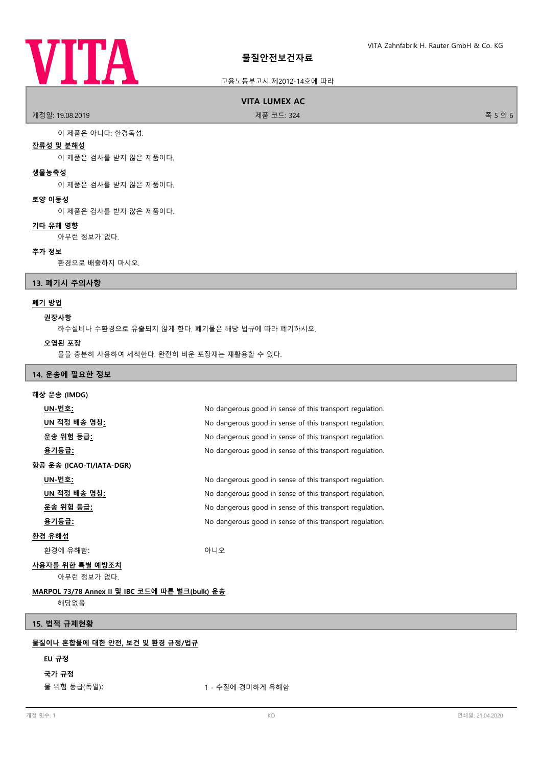이 제품은 아니다: 환경독성.

**잔류성 및 분해성**

이 제품은 검사를 받지 않은 제품이다.

**생물농축성**

이 제품은 검사를 받지 않은 제품이다.

**토양 이동성**

이 제품은 검사를 받지 않은 제품이다.

**기타 유해 영향**

아무런 정보가 없다.

**추가 정보**

환경으로 배출하지 마시오.

## 13. 폐기시 주의사항

**폐기 방법**

**권장사항**

하수설비나 수환경으로 유출되지 않게 한다. 폐기물은 해당 법규에 따라 폐기하시오.

**오염된 포장**

물을 충분히 사용하여 세척한다. 완전히 비운 포장재는 재활용할 수 있다.

## 14. 운송에 필요한 정보

**해상 운송 (IMDG)**

| | |
|---|---|
| **UN-번호:** | No dangerous good in sense of this transport regulation. |
| **UN 적정 배송 명칭:** | No dangerous good in sense of this transport regulation. |
| **운송 위험 등급:** | No dangerous good in sense of this transport regulation. |
| **용기등급:** | No dangerous good in sense of this transport regulation. |

**항공 운송 (ICAO-TI/IATA-DGR)**

| | |
|---|---|
| **UN-번호:** | No dangerous good in sense of this transport regulation. |
| **UN 적정 배송 명칭:** | No dangerous good in sense of this transport regulation. |
| **운송 위험 등급:** | No dangerous good in sense of this transport regulation. |
| **용기등급:** | No dangerous good in sense of this transport regulation. |

**환경 유해성**

환경에 유해함: 아니오

**사용자를 위한 특별 예방조치**

아무런 정보가 없다.

**MARPOL 73/78 Annex II 및 IBC 코드에 따른 벌크(bulk) 운송**

해당없음

## 15. 법적 규제현황

**물질이나 혼합물에 대한 안전, 보건 및 환경 규정/법규**

**EU 규정**

**국가 규정**

물 위험 등급(독일): 1 - 수질에 경미하게 유해함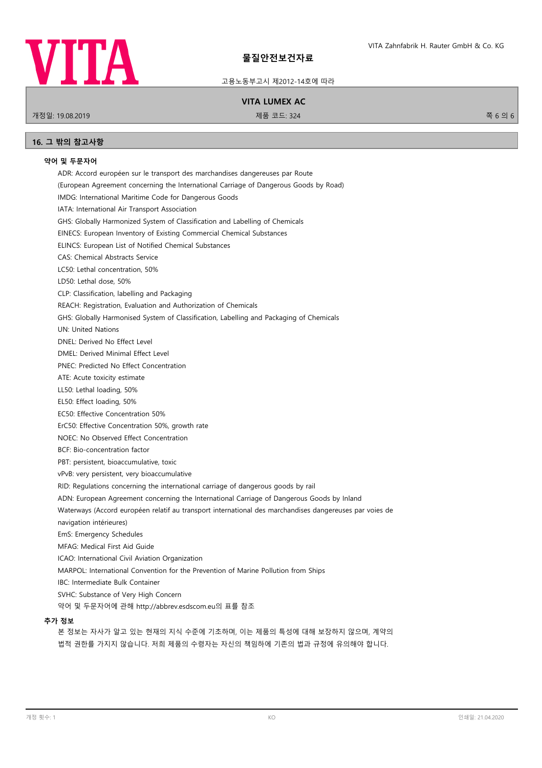## 16. 그 밖의 참고사항

### 약어 및 두문자어

ADR: Accord européen sur le transport des marchandises dangereuses par Route
(European Agreement concerning the International Carriage of Dangerous Goods by Road)
IMDG: International Maritime Code for Dangerous Goods
IATA: International Air Transport Association
GHS: Globally Harmonized System of Classification and Labelling of Chemicals
EINECS: European Inventory of Existing Commercial Chemical Substances
ELINCS: European List of Notified Chemical Substances
CAS: Chemical Abstracts Service
LC50: Lethal concentration, 50%
LD50: Lethal dose, 50%
CLP: Classification, labelling and Packaging
REACH: Registration, Evaluation and Authorization of Chemicals
GHS: Globally Harmonised System of Classification, Labelling and Packaging of Chemicals
UN: United Nations
DNEL: Derived No Effect Level
DMEL: Derived Minimal Effect Level
PNEC: Predicted No Effect Concentration
ATE: Acute toxicity estimate
LL50: Lethal loading, 50%
EL50: Effect loading, 50%
EC50: Effective Concentration 50%
ErC50: Effective Concentration 50%, growth rate
NOEC: No Observed Effect Concentration
BCF: Bio-concentration factor
PBT: persistent, bioaccumulative, toxic
vPvB: very persistent, very bioaccumulative
RID: Regulations concerning the international carriage of dangerous goods by rail
ADN: European Agreement concerning the International Carriage of Dangerous Goods by Inland Waterways (Accord européen relatif au transport international des marchandises dangereuses par voies de navigation intérieures)
EmS: Emergency Schedules
MFAG: Medical First Aid Guide
ICAO: International Civil Aviation Organization
MARPOL: International Convention for the Prevention of Marine Pollution from Ships
IBC: Intermediate Bulk Container
SVHC: Substance of Very High Concern
약어 및 두문자어에 관해 http://abbrev.esdscom.eu의 표를 참조

### 추가 정보

본 정보는 자사가 알고 있는 현재의 지식 수준에 기초하며, 이는 제품의 특성에 대해 보장하지 않으며, 계약의 법적 권한를 가지지 않습니다. 저희 제품의 수령자는 자신의 책임하에 기존의 법과 규정에 유의해야 합니다.